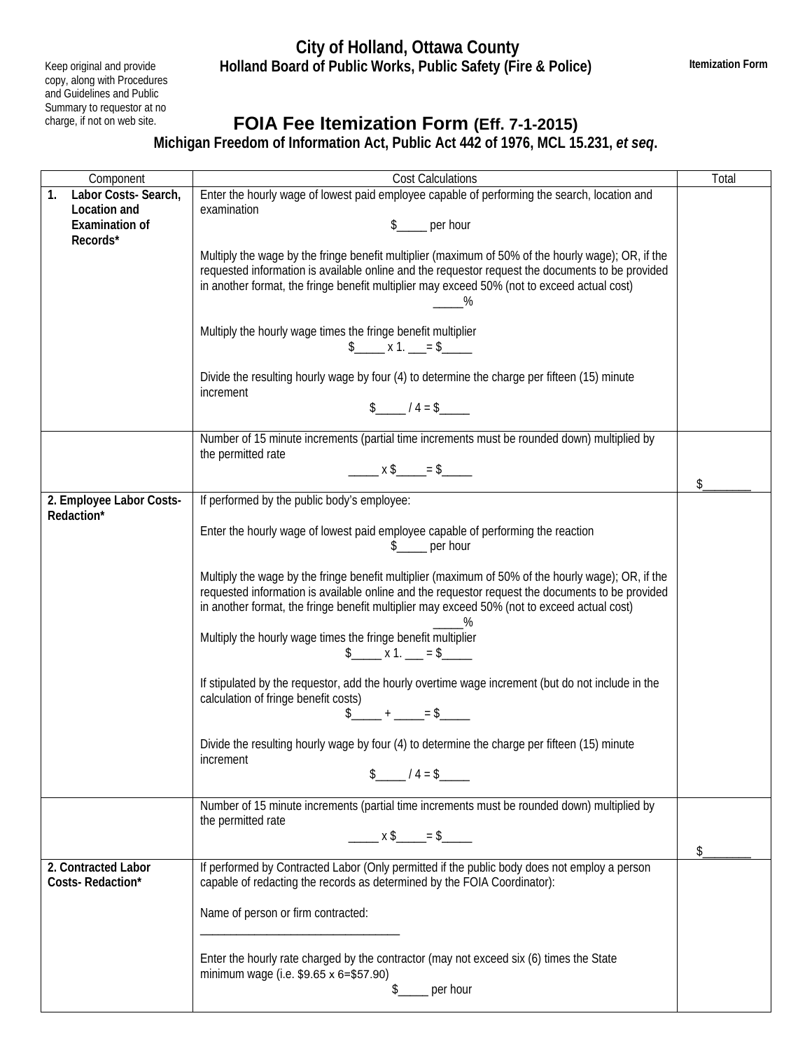Keep original and provide copy, along with Procedures and Guidelines and Public Summary to requestor at no charge, if not on web site.

## City of Holland, Ottawa County
### Holland Board of Public Works, Public Safety (Fire & Police)

**Itemization Form**

# FOIA Fee Itemization Form (Eff. 7-1-2015)
### Michigan Freedom of Information Act, Public Act 442 of 1976, MCL 15.231, *et seq*.

| Component | Cost Calculations | Total |
|---|---|---|
| **1. Labor Costs- Search, Location and Examination of Records*** | Enter the hourly wage of lowest paid employee capable of performing the search, location and examination<br>$_____ per hour<br><br>Multiply the wage by the fringe benefit multiplier (maximum of 50% of the hourly wage); OR, if the requested information is available online and the requestor request the documents to be provided in another format, the fringe benefit multiplier may exceed 50% (not to exceed actual cost)<br>_____%<br><br>Multiply the hourly wage times the fringe benefit multiplier<br>$_____ x 1. ___= $_____<br><br>Divide the resulting hourly wage by four (4) to determine the charge per fifteen (15) minute increment<br>$_____ / 4 = $_____ | |
| | Number of 15 minute increments (partial time increments must be rounded down) multiplied by the permitted rate<br>_____ x $_____= $_____ | $________ |
| **2. Employee Labor Costs- Redaction*** | If performed by the public body's employee:<br><br>Enter the hourly wage of lowest paid employee capable of performing the reaction<br>$_____ per hour<br><br>Multiply the wage by the fringe benefit multiplier (maximum of 50% of the hourly wage); OR, if the requested information is available online and the requestor request the documents to be provided in another format, the fringe benefit multiplier may exceed 50% (not to exceed actual cost)<br>_____%<br>Multiply the hourly wage times the fringe benefit multiplier<br>$_____ x 1. ___ = $_____<br><br>If stipulated by the requestor, add the hourly overtime wage increment (but do not include in the calculation of fringe benefit costs)<br>$_____ + _____= $_____<br><br>Divide the resulting hourly wage by four (4) to determine the charge per fifteen (15) minute increment<br>$_____ / 4 = $_____ | |
| | Number of 15 minute increments (partial time increments must be rounded down) multiplied by the permitted rate<br>_____ x $_____= $_____ | $________ |
| **2. Contracted Labor Costs- Redaction*** | If performed by Contracted Labor (Only permitted if the public body does not employ a person capable of redacting the records as determined by the FOIA Coordinator):<br><br>Name of person or firm contracted:<br>__________________________________<br><br>Enter the hourly rate charged by the contractor (may not exceed six (6) times the State minimum wage (i.e. $9.65 x 6=$57.90)<br>$_____ per hour | |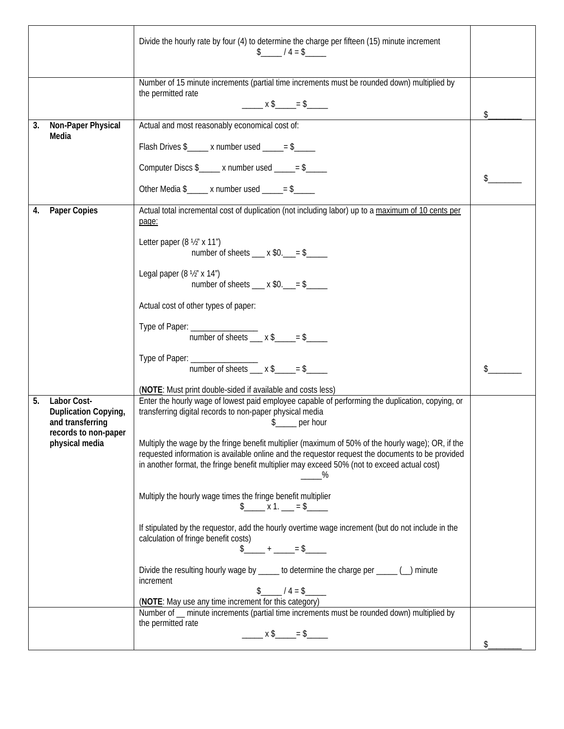|  |  |  |
|---|---|---|
|  | Divide the hourly rate by four (4) to determine the charge per fifteen (15) minute increment<br>$_____ / 4 = $_____ |  |
|  | Number of 15 minute increments (partial time increments must be rounded down) multiplied by the permitted rate<br>_____ x $_____= $_____ | $________ |
| **3. Non-Paper Physical Media** | Actual and most reasonably economical cost of:<br><br>Flash Drives $_____ x number used _____= $_____<br><br>Computer Discs $_____ x number used _____= $_____<br><br>Other Media $_____ x number used _____= $_____ | $________ |
| **4. Paper Copies** | Actual total incremental cost of duplication (not including labor) up to a <u>maximum of 10 cents per page:</u><br><br>Letter paper (8 ½" x 11")<br>number of sheets ___ x $0.___= $_____<br><br>Legal paper (8 ½" x 14")<br>number of sheets ___ x $0.___= $_____<br><br>Actual cost of other types of paper:<br><br>Type of Paper: ________________<br>number of sheets ___ x $_____= $_____<br><br>Type of Paper: ________________<br>number of sheets ___ x $_____= $_____<br><br>(**NOTE**: Must print double-sided if available and costs less) | $________ |
| **5. Labor Cost-Duplication Copying, and transferring records to non-paper physical media** | Enter the hourly wage of lowest paid employee capable of performing the duplication, copying, or transferring digital records to non-paper physical media<br>$_____ per hour<br><br>Multiply the wage by the fringe benefit multiplier (maximum of 50% of the hourly wage); OR, if the requested information is available online and the requestor request the documents to be provided in another format, the fringe benefit multiplier may exceed 50% (not to exceed actual cost)<br>_____%<br><br>Multiply the hourly wage times the fringe benefit multiplier<br>$_____ x 1. ___ = $_____<br><br>If stipulated by the requestor, add the hourly overtime wage increment (but do not include in the calculation of fringe benefit costs)<br>$_____ + _____= $_____<br><br>Divide the resulting hourly wage by _____ to determine the charge per _____ (__) minute increment<br>$_____ / 4 = $_____<br>(**NOTE**: May use any time increment for this category) |  |
|  | Number of __ minute increments (partial time increments must be rounded down) multiplied by the permitted rate<br>_____ x $_____= $_____ | $________ |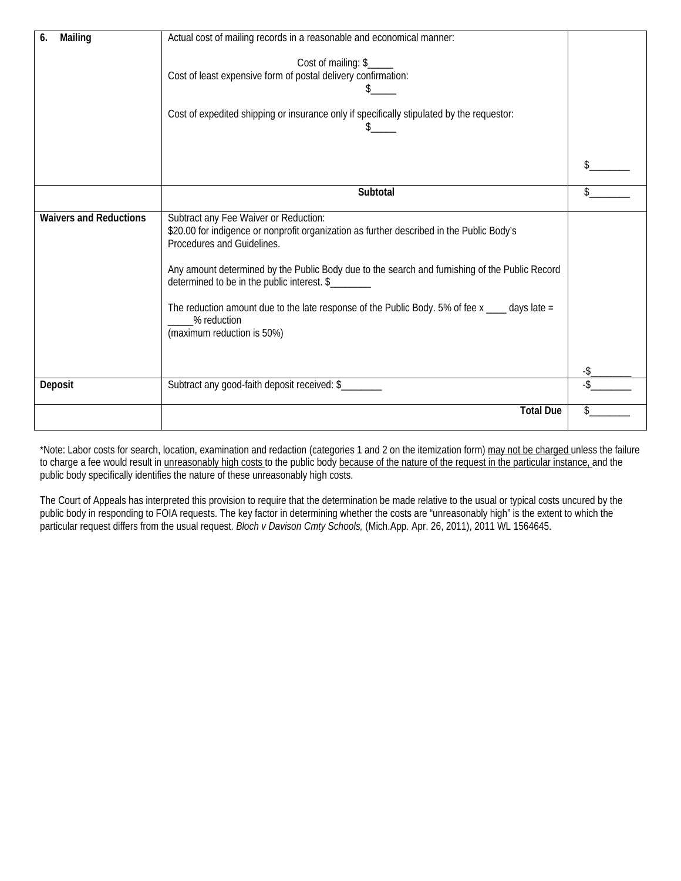| | | |
|---|---|---|
| **6. Mailing** | Actual cost of mailing records in a reasonable and economical manner:<br><br>Cost of mailing: $_____<br>Cost of least expensive form of postal delivery confirmation:<br>$_____<br><br>Cost of expedited shipping or insurance only if specifically stipulated by the requestor:<br>$_____ | $________ |
| | **Subtotal** | $________ |
| **Waivers and Reductions** | Subtract any Fee Waiver or Reduction:<br>$20.00 for indigence or nonprofit organization as further described in the Public Body's Procedures and Guidelines.<br><br>Any amount determined by the Public Body due to the search and furnishing of the Public Record determined to be in the public interest. $________<br><br>The reduction amount due to the late response of the Public Body. 5% of fee x ____ days late = _____% reduction<br>(maximum reduction is 50%) | -$________ |
| **Deposit** | Subtract any good-faith deposit received: $________ | -$________ |
| | **Total Due** | $________ |

*Note: Labor costs for search, location, examination and redaction (categories 1 and 2 on the itemization form) <u>may not be charged</u> unless the failure to charge a fee would result in <u>unreasonably high costs</u> to the public body <u>because of the nature of the request in the particular instance,</u> and the public body specifically identifies the nature of these unreasonably high costs.

The Court of Appeals has interpreted this provision to require that the determination be made relative to the usual or typical costs uncured by the public body in responding to FOIA requests. The key factor in determining whether the costs are "unreasonably high" is the extent to which the particular request differs from the usual request. *Bloch v Davison Cmty Schools,* (Mich.App. Apr. 26, 2011), 2011 WL 1564645.